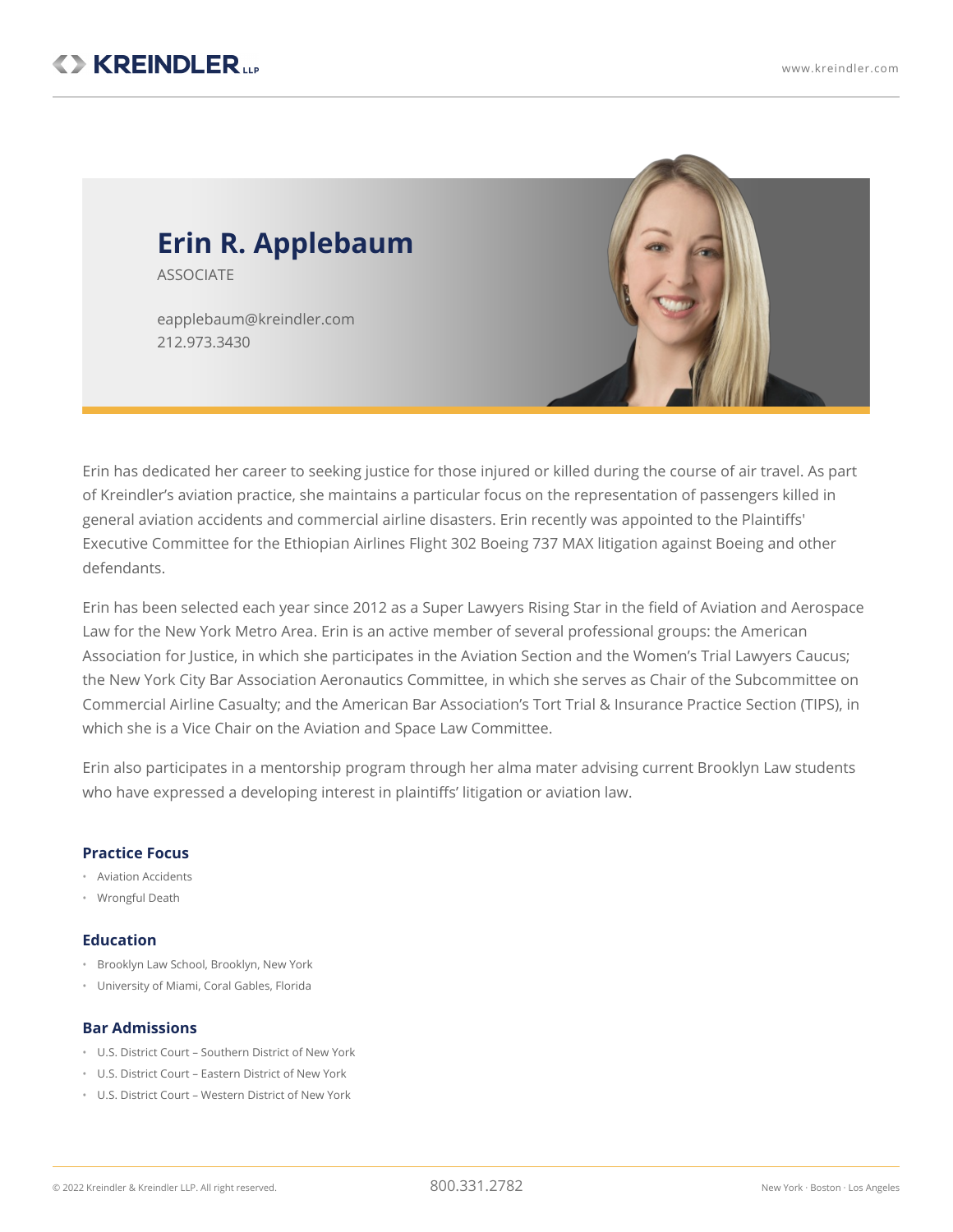# Erin R. Applebaum

ASSOCIATE

eapplebaum@kreindler.com
212.973.3430

Erin has dedicated her career to seeking justice for those injured or killed during the course of air travel. As part of Kreindler's aviation practice, she maintains a particular focus on the representation of passengers killed in general aviation accidents and commercial airline disasters. Erin recently was appointed to the Plaintiffs' Executive Committee for the Ethiopian Airlines Flight 302 Boeing 737 MAX litigation against Boeing and other defendants.

Erin has been selected each year since 2012 as a Super Lawyers Rising Star in the field of Aviation and Aerospace Law for the New York Metro Area. Erin is an active member of several professional groups: the American Association for Justice, in which she participates in the Aviation Section and the Women's Trial Lawyers Caucus; the New York City Bar Association Aeronautics Committee, in which she serves as Chair of the Subcommittee on Commercial Airline Casualty; and the American Bar Association's Tort Trial & Insurance Practice Section (TIPS), in which she is a Vice Chair on the Aviation and Space Law Committee.

Erin also participates in a mentorship program through her alma mater advising current Brooklyn Law students who have expressed a developing interest in plaintiffs' litigation or aviation law.

### Practice Focus

- Aviation Accidents
- Wrongful Death

### Education

- Brooklyn Law School, Brooklyn, New York
- University of Miami, Coral Gables, Florida

### Bar Admissions

- U.S. District Court – Southern District of New York
- U.S. District Court – Eastern District of New York
- U.S. District Court – Western District of New York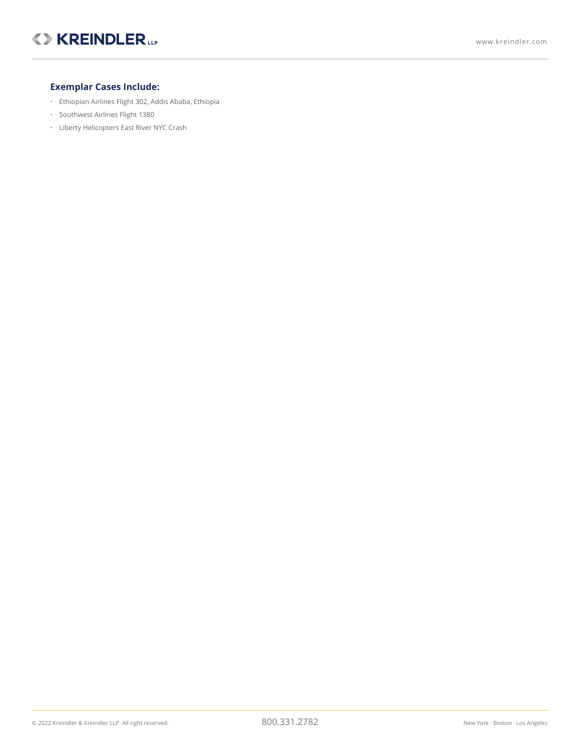### Exemplar Cases Include:

- Ethiopian Airlines Flight 302, Addis Ababa, Ethiopia
- Southwest Airlines Flight 1380
- Liberty Helicopters East River NYC Crash